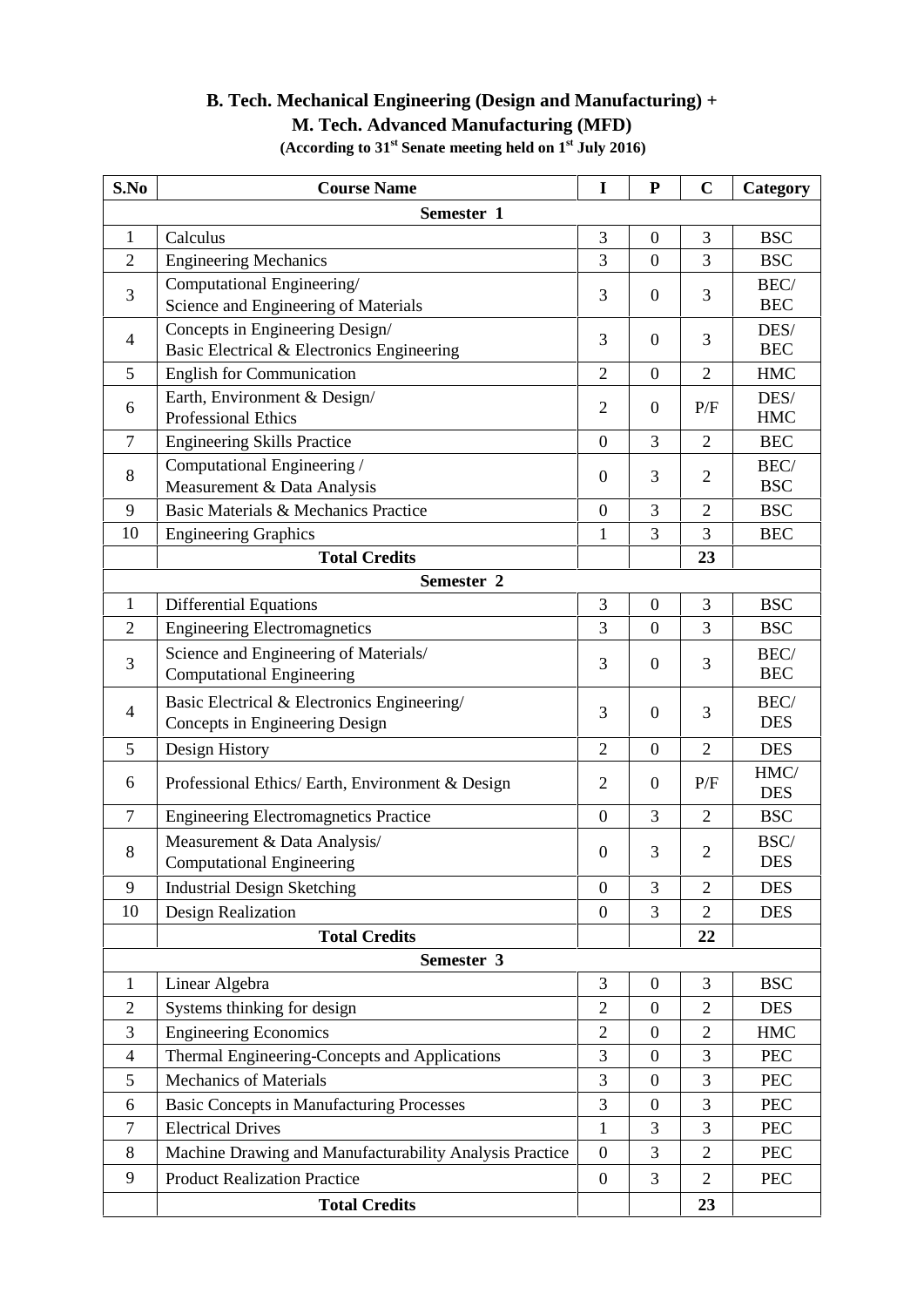# B. Tech. Mechanical Engineering (Design and Manufacturing) + M. Tech. Advanced Manufacturing (MFD)

**(According to 31st Senate meeting held on 1st July 2016)**

| S.No | Course Name | I | P | C | Category |
|---|---|---|---|---|---|
| | **Semester 1** | | | | |
| 1 | Calculus | 3 | 0 | 3 | BSC |
| 2 | Engineering Mechanics | 3 | 0 | 3 | BSC |
| 3 | Computational Engineering/ Science and Engineering of Materials | 3 | 0 | 3 | BEC/ BEC |
| 4 | Concepts in Engineering Design/ Basic Electrical & Electronics Engineering | 3 | 0 | 3 | DES/ BEC |
| 5 | English for Communication | 2 | 0 | 2 | HMC |
| 6 | Earth, Environment & Design/ Professional Ethics | 2 | 0 | P/F | DES/ HMC |
| 7 | Engineering Skills Practice | 0 | 3 | 2 | BEC |
| 8 | Computational Engineering / Measurement & Data Analysis | 0 | 3 | 2 | BEC/ BSC |
| 9 | Basic Materials & Mechanics Practice | 0 | 3 | 2 | BSC |
| 10 | Engineering Graphics | 1 | 3 | 3 | BEC |
| | **Total Credits** | | | **23** | |
| | **Semester 2** | | | | |
| 1 | Differential Equations | 3 | 0 | 3 | BSC |
| 2 | Engineering Electromagnetics | 3 | 0 | 3 | BSC |
| 3 | Science and Engineering of Materials/ Computational Engineering | 3 | 0 | 3 | BEC/ BEC |
| 4 | Basic Electrical & Electronics Engineering/ Concepts in Engineering Design | 3 | 0 | 3 | BEC/ DES |
| 5 | Design History | 2 | 0 | 2 | DES |
| 6 | Professional Ethics/ Earth, Environment & Design | 2 | 0 | P/F | HMC/ DES |
| 7 | Engineering Electromagnetics Practice | 0 | 3 | 2 | BSC |
| 8 | Measurement & Data Analysis/ Computational Engineering | 0 | 3 | 2 | BSC/ DES |
| 9 | Industrial Design Sketching | 0 | 3 | 2 | DES |
| 10 | Design Realization | 0 | 3 | 2 | DES |
| | **Total Credits** | | | **22** | |
| | **Semester 3** | | | | |
| 1 | Linear Algebra | 3 | 0 | 3 | BSC |
| 2 | Systems thinking for design | 2 | 0 | 2 | DES |
| 3 | Engineering Economics | 2 | 0 | 2 | HMC |
| 4 | Thermal Engineering-Concepts and Applications | 3 | 0 | 3 | PEC |
| 5 | Mechanics of Materials | 3 | 0 | 3 | PEC |
| 6 | Basic Concepts in Manufacturing Processes | 3 | 0 | 3 | PEC |
| 7 | Electrical Drives | 1 | 3 | 3 | PEC |
| 8 | Machine Drawing and Manufacturability Analysis Practice | 0 | 3 | 2 | PEC |
| 9 | Product Realization Practice | 0 | 3 | 2 | PEC |
| | **Total Credits** | | | **23** | |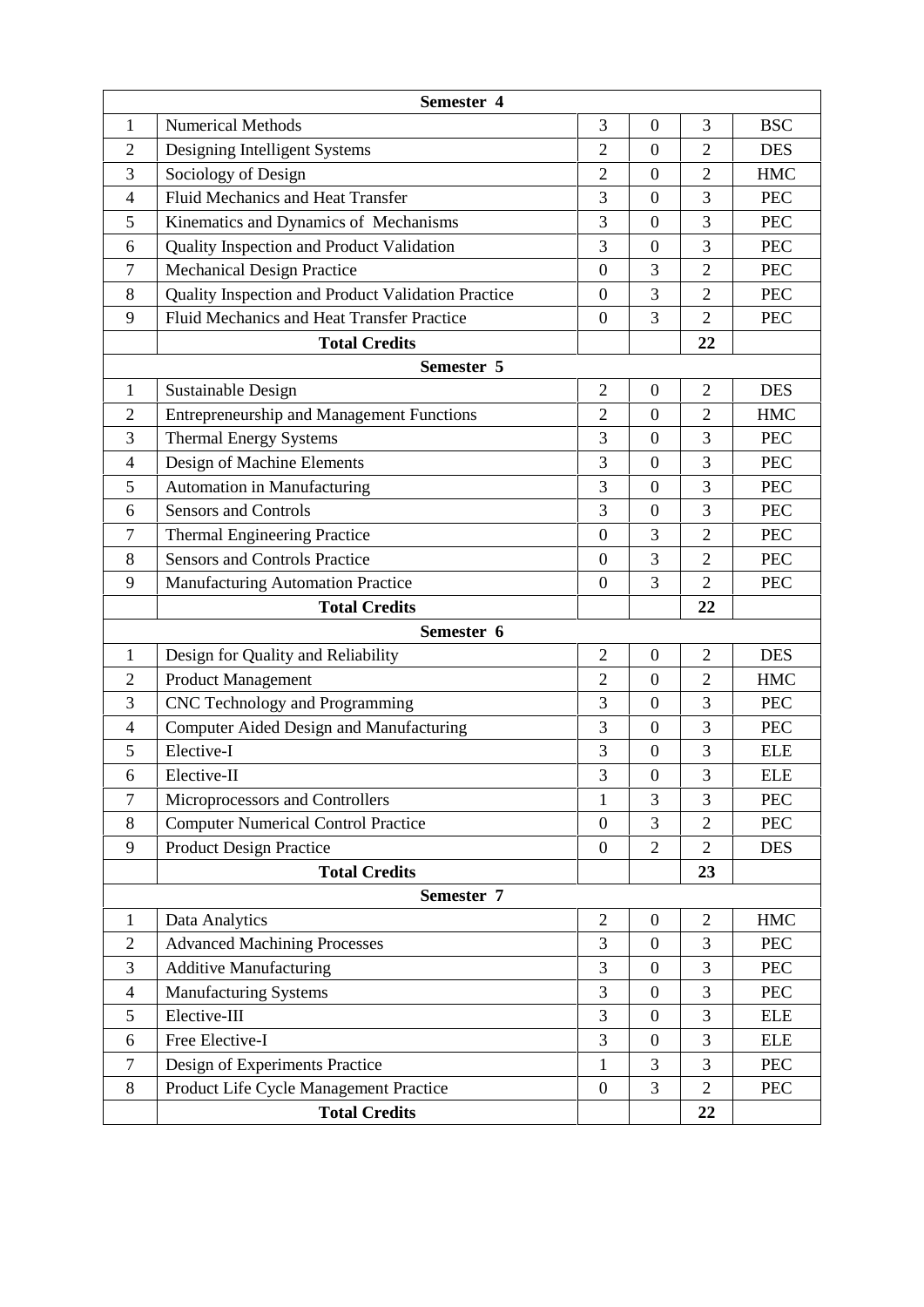| | Semester 4 | | | | |
|---|---|---|---|---|---|
| 1 | Numerical Methods | 3 | 0 | 3 | BSC |
| 2 | Designing Intelligent Systems | 2 | 0 | 2 | DES |
| 3 | Sociology of Design | 2 | 0 | 2 | HMC |
| 4 | Fluid Mechanics and Heat Transfer | 3 | 0 | 3 | PEC |
| 5 | Kinematics and Dynamics of Mechanisms | 3 | 0 | 3 | PEC |
| 6 | Quality Inspection and Product Validation | 3 | 0 | 3 | PEC |
| 7 | Mechanical Design Practice | 0 | 3 | 2 | PEC |
| 8 | Quality Inspection and Product Validation Practice | 0 | 3 | 2 | PEC |
| 9 | Fluid Mechanics and Heat Transfer Practice | 0 | 3 | 2 | PEC |
| | **Total Credits** | | | **22** | |
| | **Semester 5** | | | | |
| 1 | Sustainable Design | 2 | 0 | 2 | DES |
| 2 | Entrepreneurship and Management Functions | 2 | 0 | 2 | HMC |
| 3 | Thermal Energy Systems | 3 | 0 | 3 | PEC |
| 4 | Design of Machine Elements | 3 | 0 | 3 | PEC |
| 5 | Automation in Manufacturing | 3 | 0 | 3 | PEC |
| 6 | Sensors and Controls | 3 | 0 | 3 | PEC |
| 7 | Thermal Engineering Practice | 0 | 3 | 2 | PEC |
| 8 | Sensors and Controls Practice | 0 | 3 | 2 | PEC |
| 9 | Manufacturing Automation Practice | 0 | 3 | 2 | PEC |
| | **Total Credits** | | | **22** | |
| | **Semester 6** | | | | |
| 1 | Design for Quality and Reliability | 2 | 0 | 2 | DES |
| 2 | Product Management | 2 | 0 | 2 | HMC |
| 3 | CNC Technology and Programming | 3 | 0 | 3 | PEC |
| 4 | Computer Aided Design and Manufacturing | 3 | 0 | 3 | PEC |
| 5 | Elective-I | 3 | 0 | 3 | ELE |
| 6 | Elective-II | 3 | 0 | 3 | ELE |
| 7 | Microprocessors and Controllers | 1 | 3 | 3 | PEC |
| 8 | Computer Numerical Control Practice | 0 | 3 | 2 | PEC |
| 9 | Product Design Practice | 0 | 2 | 2 | DES |
| | **Total Credits** | | | **23** | |
| | **Semester 7** | | | | |
| 1 | Data Analytics | 2 | 0 | 2 | HMC |
| 2 | Advanced Machining Processes | 3 | 0 | 3 | PEC |
| 3 | Additive Manufacturing | 3 | 0 | 3 | PEC |
| 4 | Manufacturing Systems | 3 | 0 | 3 | PEC |
| 5 | Elective-III | 3 | 0 | 3 | ELE |
| 6 | Free Elective-I | 3 | 0 | 3 | ELE |
| 7 | Design of Experiments Practice | 1 | 3 | 3 | PEC |
| 8 | Product Life Cycle Management Practice | 0 | 3 | 2 | PEC |
| | **Total Credits** | | | **22** | |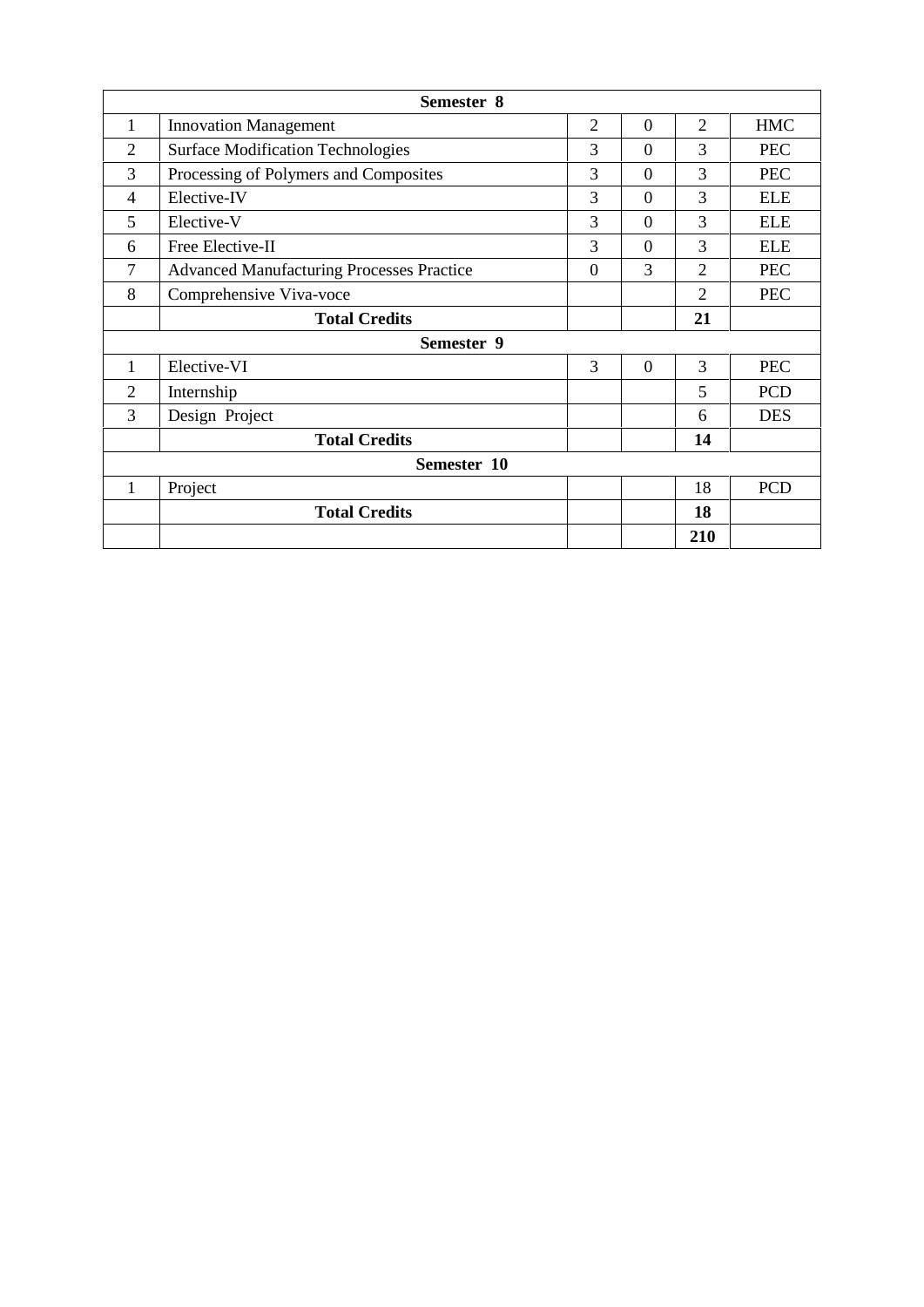| | | | | | |
|---|---|---|---|---|---|
| **Semester 8** | | | | | |
| 1 | Innovation Management | 2 | 0 | 2 | HMC |
| 2 | Surface Modification Technologies | 3 | 0 | 3 | PEC |
| 3 | Processing of Polymers and Composites | 3 | 0 | 3 | PEC |
| 4 | Elective-IV | 3 | 0 | 3 | ELE |
| 5 | Elective-V | 3 | 0 | 3 | ELE |
| 6 | Free Elective-II | 3 | 0 | 3 | ELE |
| 7 | Advanced Manufacturing Processes Practice | 0 | 3 | 2 | PEC |
| 8 | Comprehensive Viva-voce | | | 2 | PEC |
| | **Total Credits** | | | **21** | |
| **Semester 9** | | | | | |
| 1 | Elective-VI | 3 | 0 | 3 | PEC |
| 2 | Internship | | | 5 | PCD |
| 3 | Design Project | | | 6 | DES |
| | **Total Credits** | | | **14** | |
| **Semester 10** | | | | | |
| 1 | Project | | | 18 | PCD |
| | **Total Credits** | | | **18** | |
| | | | | **210** | |